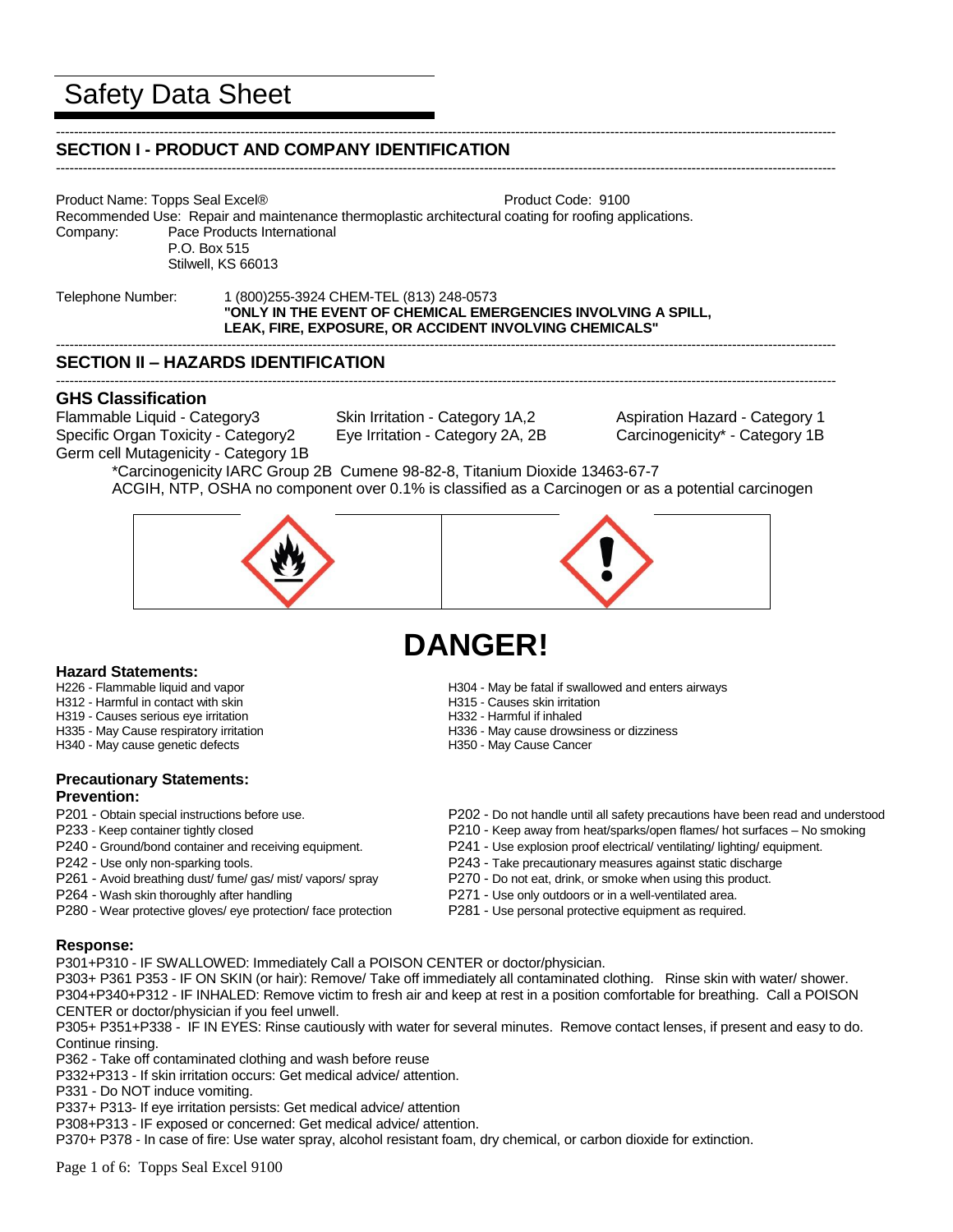# Safety Data Sheet

## SECTION I - PRODUCT AND COMPANY IDENTIFICATION

Product Name: Topps Seal Excel® Product Code: 9100

Recommended Use: Repair and maintenance thermoplastic architectural coating for roofing applications.

Company: Pace Products International
P.O. Box 515
Stilwell, KS 66013

Telephone Number: 1 (800)255-3924 CHEM-TEL (813) 248-0573
**"ONLY IN THE EVENT OF CHEMICAL EMERGENCIES INVOLVING A SPILL, LEAK, FIRE, EXPOSURE, OR ACCIDENT INVOLVING CHEMICALS"**

## SECTION II – HAZARDS IDENTIFICATION

### GHS Classification

Flammable Liquid - Category3
Skin Irritation - Category 1A,2
Aspiration Hazard - Category 1
Specific Organ Toxicity - Category2
Eye Irritation - Category 2A, 2B
Carcinogenicity* - Category 1B
Germ cell Mutagenicity - Category 1B

*Carcinogenicity IARC Group 2B Cumene 98-82-8, Titanium Dioxide 13463-67-7
ACGIH, NTP, OSHA no component over 0.1% is classified as a Carcinogen or as a potential carcinogen

# DANGER!

### Hazard Statements:

H226 - Flammable liquid and vapor
H312 - Harmful in contact with skin
H319 - Causes serious eye irritation
H335 - May Cause respiratory irritation
H340 - May cause genetic defects
H304 - May be fatal if swallowed and enters airways
H315 - Causes skin irritation
H332 - Harmful if inhaled
H336 - May cause drowsiness or dizziness
H350 - May Cause Cancer

### Precautionary Statements:

**Prevention:**

P201 - Obtain special instructions before use.
P233 - Keep container tightly closed
P240 - Ground/bond container and receiving equipment.
P242 - Use only non-sparking tools.
P261 - Avoid breathing dust/ fume/ gas/ mist/ vapors/ spray
P264 - Wash skin thoroughly after handling
P280 - Wear protective gloves/ eye protection/ face protection
P202 - Do not handle until all safety precautions have been read and understood
P210 - Keep away from heat/sparks/open flames/ hot surfaces – No smoking
P241 - Use explosion proof electrical/ ventilating/ lighting/ equipment.
P243 - Take precautionary measures against static discharge
P270 - Do not eat, drink, or smoke when using this product.
P271 - Use only outdoors or in a well-ventilated area.
P281 - Use personal protective equipment as required.

**Response:**

P301+P310 - IF SWALLOWED: Immediately Call a POISON CENTER or doctor/physician.
P303+ P361 P353 - IF ON SKIN (or hair): Remove/ Take off immediately all contaminated clothing. Rinse skin with water/ shower.
P304+P340+P312 - IF INHALED: Remove victim to fresh air and keep at rest in a position comfortable for breathing. Call a POISON CENTER or doctor/physician if you feel unwell.
P305+ P351+P338 - IF IN EYES: Rinse cautiously with water for several minutes. Remove contact lenses, if present and easy to do. Continue rinsing.
P362 - Take off contaminated clothing and wash before reuse
P332+P313 - If skin irritation occurs: Get medical advice/ attention.
P331 - Do NOT induce vomiting.
P337+ P313- If eye irritation persists: Get medical advice/ attention
P308+P313 - IF exposed or concerned: Get medical advice/ attention.
P370+ P378 - In case of fire: Use water spray, alcohol resistant foam, dry chemical, or carbon dioxide for extinction.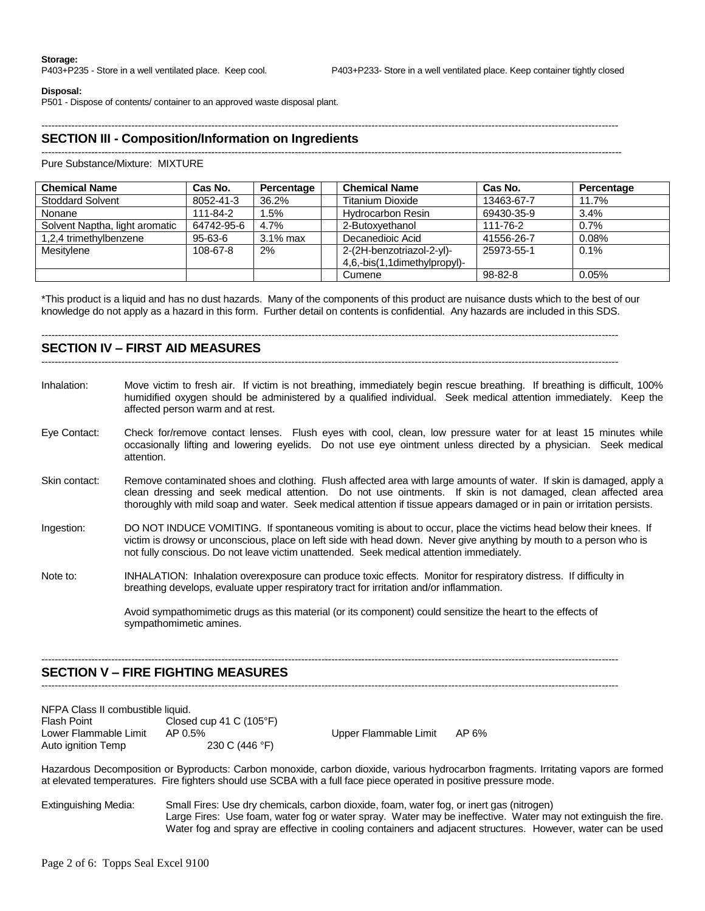**Storage:**

P403+P235 - Store in a well ventilated place. Keep cool.

P403+P233- Store in a well ventilated place. Keep container tightly closed

**Disposal:**

P501 - Dispose of contents/ container to an approved waste disposal plant.

## SECTION III - Composition/Information on Ingredients

Pure Substance/Mixture: MIXTURE

| Chemical Name | Cas No. | Percentage | | Chemical Name | Cas No. | Percentage |
|---|---|---|---|---|---|---|
| Stoddard Solvent | 8052-41-3 | 36.2% | | Titanium Dioxide | 13463-67-7 | 11.7% |
| Nonane | 111-84-2 | 1.5% | | Hydrocarbon Resin | 69430-35-9 | 3.4% |
| Solvent Naptha, light aromatic | 64742-95-6 | 4.7% | | 2-Butoxyethanol | 111-76-2 | 0.7% |
| 1,2,4 trimethylbenzene | 95-63-6 | 3.1% max | | Decanedioic Acid | 41556-26-7 | 0.08% |
| Mesitylene | 108-67-8 | 2% | | 2-(2H-benzotriazol-2-yl)-4,6,-bis(1,1dimethylpropyl)- | 25973-55-1 | 0.1% |
| | | | | Cumene | 98-82-8 | 0.05% |

*This product is a liquid and has no dust hazards. Many of the components of this product are nuisance dusts which to the best of our knowledge do not apply as a hazard in this form. Further detail on contents is confidential. Any hazards are included in this SDS.

## SECTION IV – FIRST AID MEASURES

Inhalation: Move victim to fresh air. If victim is not breathing, immediately begin rescue breathing. If breathing is difficult, 100% humidified oxygen should be administered by a qualified individual. Seek medical attention immediately. Keep the affected person warm and at rest.

Eye Contact: Check for/remove contact lenses. Flush eyes with cool, clean, low pressure water for at least 15 minutes while occasionally lifting and lowering eyelids. Do not use eye ointment unless directed by a physician. Seek medical attention.

Skin contact: Remove contaminated shoes and clothing. Flush affected area with large amounts of water. If skin is damaged, apply a clean dressing and seek medical attention. Do not use ointments. If skin is not damaged, clean affected area thoroughly with mild soap and water. Seek medical attention if tissue appears damaged or in pain or irritation persists.

Ingestion: DO NOT INDUCE VOMITING. If spontaneous vomiting is about to occur, place the victims head below their knees. If victim is drowsy or unconscious, place on left side with head down. Never give anything by mouth to a person who is not fully conscious. Do not leave victim unattended. Seek medical attention immediately.

Note to: INHALATION: Inhalation overexposure can produce toxic effects. Monitor for respiratory distress. If difficulty in breathing develops, evaluate upper respiratory tract for irritation and/or inflammation.

Avoid sympathomimetic drugs as this material (or its component) could sensitize the heart to the effects of sympathomimetic amines.

## SECTION V – FIRE FIGHTING MEASURES

NFPA Class II combustible liquid.

Flash Point: Closed cup 41 C (105°F)

Lower Flammable Limit: AP 0.5%

Upper Flammable Limit: AP 6%

Auto ignition Temp: 230 C (446 °F)

Hazardous Decomposition or Byproducts: Carbon monoxide, carbon dioxide, various hydrocarbon fragments. Irritating vapors are formed at elevated temperatures. Fire fighters should use SCBA with a full face piece operated in positive pressure mode.

Extinguishing Media: Small Fires: Use dry chemicals, carbon dioxide, foam, water fog, or inert gas (nitrogen)
Large Fires: Use foam, water fog or water spray. Water may be ineffective. Water may not extinguish the fire. Water fog and spray are effective in cooling containers and adjacent structures. However, water can be used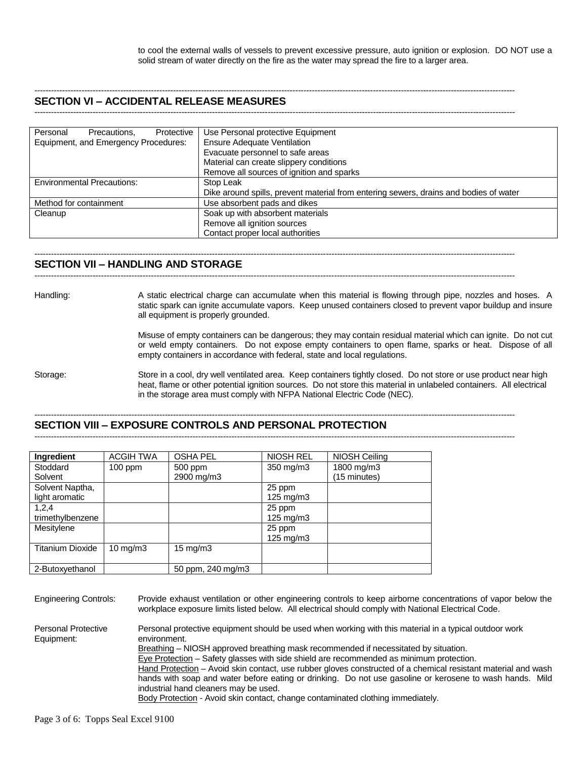to cool the external walls of vessels to prevent excessive pressure, auto ignition or explosion. DO NOT use a solid stream of water directly on the fire as the water may spread the fire to a larger area.

## SECTION VI – ACCIDENTAL RELEASE MEASURES

| | |
|---|---|
| Personal Precautions, Protective Equipment, and Emergency Procedures: | Use Personal protective Equipment<br>Ensure Adequate Ventilation<br>Evacuate personnel to safe areas<br>Material can create slippery conditions<br>Remove all sources of ignition and sparks |
| Environmental Precautions: | Stop Leak<br>Dike around spills, prevent material from entering sewers, drains and bodies of water |
| Method for containment | Use absorbent pads and dikes |
| Cleanup | Soak up with absorbent materials<br>Remove all ignition sources<br>Contact proper local authorities |

## SECTION VII – HANDLING AND STORAGE

Handling: A static electrical charge can accumulate when this material is flowing through pipe, nozzles and hoses. A static spark can ignite accumulate vapors. Keep unused containers closed to prevent vapor buildup and insure all equipment is properly grounded.

Misuse of empty containers can be dangerous; they may contain residual material which can ignite. Do not cut or weld empty containers. Do not expose empty containers to open flame, sparks or heat. Dispose of all empty containers in accordance with federal, state and local regulations.

Storage: Store in a cool, dry well ventilated area. Keep containers tightly closed. Do not store or use product near high heat, flame or other potential ignition sources. Do not store this material in unlabeled containers. All electrical in the storage area must comply with NFPA National Electric Code (NEC).

## SECTION VIII – EXPOSURE CONTROLS AND PERSONAL PROTECTION

| Ingredient | ACGIH TWA | OSHA PEL | NIOSH REL | NIOSH Ceiling |
|---|---|---|---|---|
| Stoddard Solvent | 100 ppm | 500 ppm<br>2900 mg/m3 | 350 mg/m3 | 1800 mg/m3<br>(15 minutes) |
| Solvent Naptha, light aromatic | | | 25 ppm<br>125 mg/m3 | |
| 1,2,4 trimethylbenzene | | | 25 ppm<br>125 mg/m3 | |
| Mesitylene | | | 25 ppm<br>125 mg/m3 | |
| Titanium Dioxide | 10 mg/m3 | 15 mg/m3 | | |
| 2-Butoxyethanol | | 50 ppm, 240 mg/m3 | | |

Engineering Controls: Provide exhaust ventilation or other engineering controls to keep airborne concentrations of vapor below the workplace exposure limits listed below. All electrical should comply with National Electrical Code.

Personal Protective Equipment: Personal protective equipment should be used when working with this material in a typical outdoor work environment.

Breathing – NIOSH approved breathing mask recommended if necessitated by situation.

Eye Protection – Safety glasses with side shield are recommended as minimum protection.

Hand Protection – Avoid skin contact, use rubber gloves constructed of a chemical resistant material and wash hands with soap and water before eating or drinking. Do not use gasoline or kerosene to wash hands. Mild industrial hand cleaners may be used.

Body Protection - Avoid skin contact, change contaminated clothing immediately.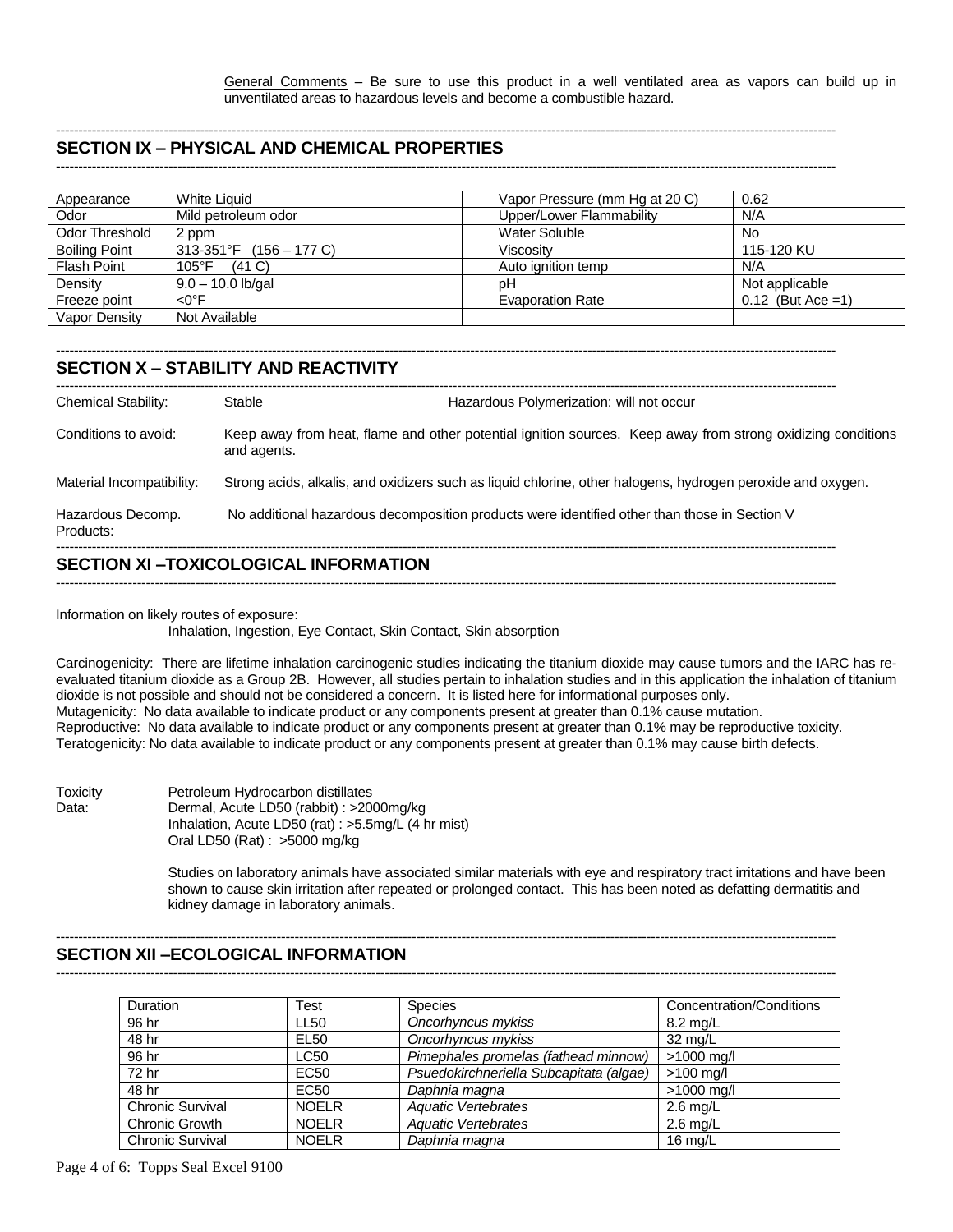General Comments – Be sure to use this product in a well ventilated area as vapors can build up in unventilated areas to hazardous levels and become a combustible hazard.

## SECTION IX – PHYSICAL AND CHEMICAL PROPERTIES

| Appearance | White Liquid | | Vapor Pressure (mm Hg at 20 C) | 0.62 |
|---|---|---|---|---|
| Odor | Mild petroleum odor | | Upper/Lower Flammability | N/A |
| Odor Threshold | 2 ppm | | Water Soluble | No |
| Boiling Point | 313-351°F (156 – 177 C) | | Viscosity | 115-120 KU |
| Flash Point | 105°F (41 C) | | Auto ignition temp | N/A |
| Density | 9.0 – 10.0 lb/gal | | pH | Not applicable |
| Freeze point | <0°F | | Evaporation Rate | 0.12 (But Ace =1) |
| Vapor Density | Not Available | | | |

## SECTION X – STABILITY AND REACTIVITY

Chemical Stability: Stable — Hazardous Polymerization: will not occur

Conditions to avoid: Keep away from heat, flame and other potential ignition sources. Keep away from strong oxidizing conditions and agents.

Material Incompatibility: Strong acids, alkalis, and oxidizers such as liquid chlorine, other halogens, hydrogen peroxide and oxygen.

Hazardous Decomp. Products: No additional hazardous decomposition products were identified other than those in Section V

## SECTION XI –TOXICOLOGICAL INFORMATION

Information on likely routes of exposure:
Inhalation, Ingestion, Eye Contact, Skin Contact, Skin absorption

Carcinogenicity: There are lifetime inhalation carcinogenic studies indicating the titanium dioxide may cause tumors and the IARC has re-evaluated titanium dioxide as a Group 2B. However, all studies pertain to inhalation studies and in this application the inhalation of titanium dioxide is not possible and should not be considered a concern. It is listed here for informational purposes only.
Mutagenicity: No data available to indicate product or any components present at greater than 0.1% cause mutation.
Reproductive: No data available to indicate product or any components present at greater than 0.1% may be reproductive toxicity.
Teratogenicity: No data available to indicate product or any components present at greater than 0.1% may cause birth defects.

Toxicity Data: Petroleum Hydrocarbon distillates
Dermal, Acute LD50 (rabbit) : >2000mg/kg
Inhalation, Acute LD50 (rat) : >5.5mg/L (4 hr mist)
Oral LD50 (Rat) : >5000 mg/kg

Studies on laboratory animals have associated similar materials with eye and respiratory tract irritations and have been shown to cause skin irritation after repeated or prolonged contact. This has been noted as defatting dermatitis and kidney damage in laboratory animals.

## SECTION XII –ECOLOGICAL INFORMATION

| Duration | Test | Species | Concentration/Conditions |
|---|---|---|---|
| 96 hr | LL50 | *Oncorhyncus mykiss* | 8.2 mg/L |
| 48 hr | EL50 | *Oncorhyncus mykiss* | 32 mg/L |
| 96 hr | LC50 | *Pimephales promelas (fathead minnow)* | >1000 mg/l |
| 72 hr | EC50 | *Psuedokirchneriella Subcapitata (algae)* | >100 mg/l |
| 48 hr | EC50 | *Daphnia magna* | >1000 mg/l |
| Chronic Survival | NOELR | *Aquatic Vertebrates* | 2.6 mg/L |
| Chronic Growth | NOELR | *Aquatic Vertebrates* | 2.6 mg/L |
| Chronic Survival | NOELR | *Daphnia magna* | 16 mg/L |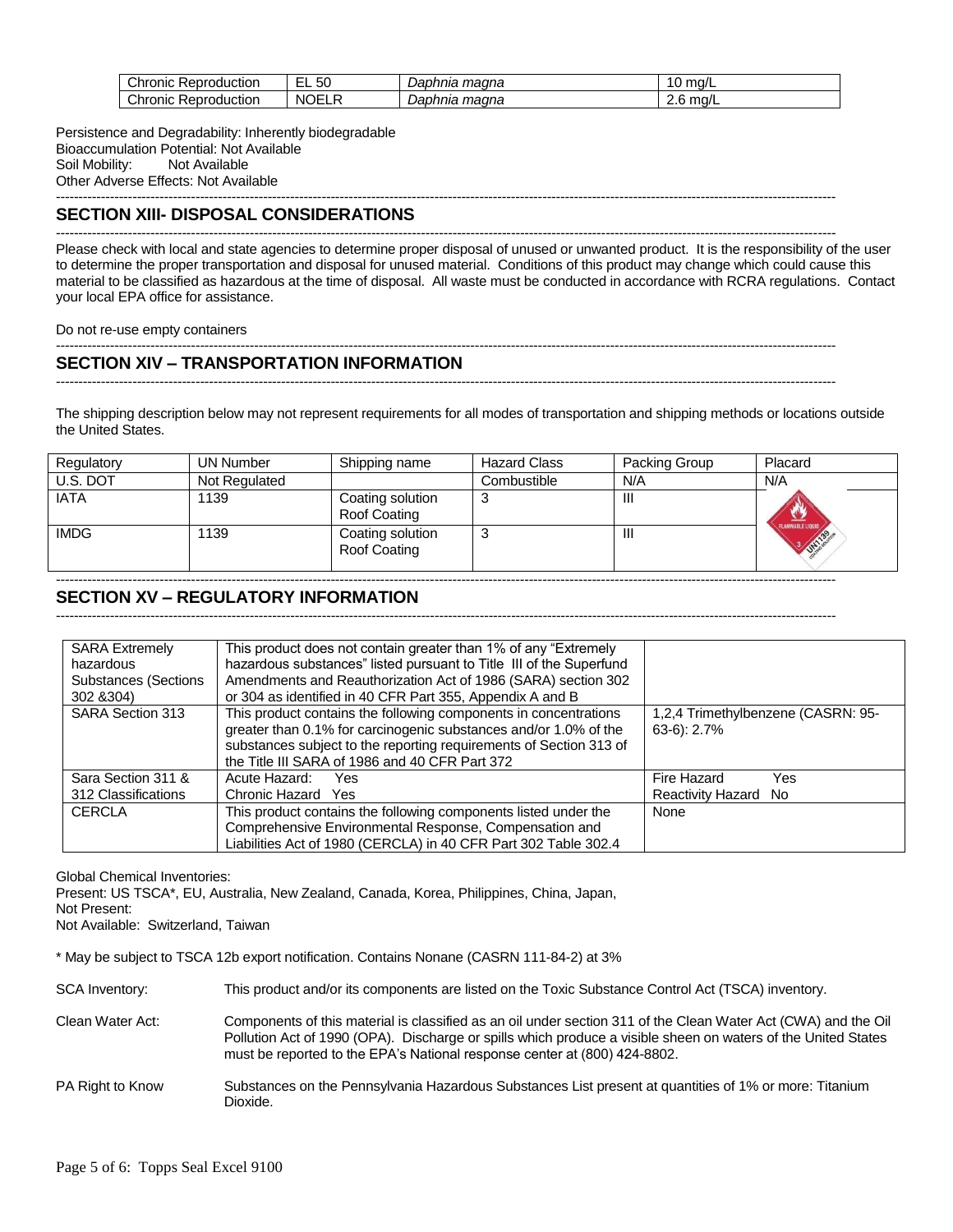| Chronic Reproduction | EL 50 | *Daphnia magna* | 10 mg/L |
|---|---|---|---|
| Chronic Reproduction | NOELR | *Daphnia magna* | 2.6 mg/L |

Persistence and Degradability: Inherently biodegradable
Bioaccumulation Potential: Not Available
Soil Mobility: Not Available
Other Adverse Effects: Not Available

## SECTION XIII- DISPOSAL CONSIDERATIONS

Please check with local and state agencies to determine proper disposal of unused or unwanted product. It is the responsibility of the user to determine the proper transportation and disposal for unused material. Conditions of this product may change which could cause this material to be classified as hazardous at the time of disposal. All waste must be conducted in accordance with RCRA regulations. Contact your local EPA office for assistance.

Do not re-use empty containers

## SECTION XIV – TRANSPORTATION INFORMATION

The shipping description below may not represent requirements for all modes of transportation and shipping methods or locations outside the United States.

| Regulatory | UN Number | Shipping name | Hazard Class | Packing Group | Placard |
|---|---|---|---|---|---|
| U.S. DOT | Not Regulated | | Combustible | N/A | N/A |
| IATA | 1139 | Coating solution Roof Coating | 3 | III | |
| IMDG | 1139 | Coating solution Roof Coating | 3 | III | |

## SECTION XV – REGULATORY INFORMATION

| SARA Extremely hazardous Substances (Sections 302 &304) | This product does not contain greater than 1% of any "Extremely hazardous substances" listed pursuant to Title III of the Superfund Amendments and Reauthorization Act of 1986 (SARA) section 302 or 304 as identified in 40 CFR Part 355, Appendix A and B | |
|---|---|---|
| SARA Section 313 | This product contains the following components in concentrations greater than 0.1% for carcinogenic substances and/or 1.0% of the substances subject to the reporting requirements of Section 313 of the Title III SARA of 1986 and 40 CFR Part 372 | 1,2,4 Trimethylbenzene (CASRN: 95-63-6): 2.7% |
| Sara Section 311 & 312 Classifications | Acute Hazard: Yes<br>Chronic Hazard Yes | Fire Hazard Yes<br>Reactivity Hazard No |
| CERCLA | This product contains the following components listed under the Comprehensive Environmental Response, Compensation and Liabilities Act of 1980 (CERCLA) in 40 CFR Part 302 Table 302.4 | None |

Global Chemical Inventories:
Present: US TSCA*, EU, Australia, New Zealand, Canada, Korea, Philippines, China, Japan,
Not Present:
Not Available: Switzerland, Taiwan

* May be subject to TSCA 12b export notification. Contains Nonane (CASRN 111-84-2) at 3%

SCA Inventory: This product and/or its components are listed on the Toxic Substance Control Act (TSCA) inventory.

Clean Water Act: Components of this material is classified as an oil under section 311 of the Clean Water Act (CWA) and the Oil Pollution Act of 1990 (OPA). Discharge or spills which produce a visible sheen on waters of the United States must be reported to the EPA's National response center at (800) 424-8802.

PA Right to Know Substances on the Pennsylvania Hazardous Substances List present at quantities of 1% or more: Titanium Dioxide.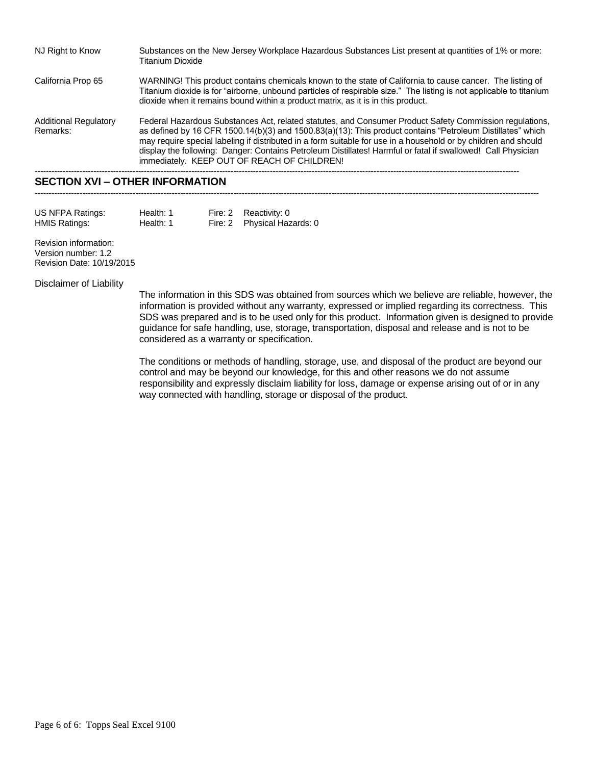| | |
|---|---|
| NJ Right to Know | Substances on the New Jersey Workplace Hazardous Substances List present at quantities of 1% or more: Titanium Dioxide |
| California Prop 65 | WARNING! This product contains chemicals known to the state of California to cause cancer. The listing of Titanium dioxide is for "airborne, unbound particles of respirable size." The listing is not applicable to titanium dioxide when it remains bound within a product matrix, as it is in this product. |
| Additional Regulatory Remarks: | Federal Hazardous Substances Act, related statutes, and Consumer Product Safety Commission regulations, as defined by 16 CFR 1500.14(b)(3) and 1500.83(a)(13): This product contains "Petroleum Distillates" which may require special labeling if distributed in a form suitable for use in a household or by children and should display the following: Danger: Contains Petroleum Distillates! Harmful or fatal if swallowed! Call Physician immediately. KEEP OUT OF REACH OF CHILDREN! |

## SECTION XVI – OTHER INFORMATION

| | | | |
|---|---|---|---|
| US NFPA Ratings: | Health: 1 | Fire: 2 | Reactivity: 0 |
| HMIS Ratings: | Health: 1 | Fire: 2 | Physical Hazards: 0 |

Revision information:
Version number: 1.2
Revision Date: 10/19/2015

Disclaimer of Liability

The information in this SDS was obtained from sources which we believe are reliable, however, the information is provided without any warranty, expressed or implied regarding its correctness. This SDS was prepared and is to be used only for this product. Information given is designed to provide guidance for safe handling, use, storage, transportation, disposal and release and is not to be considered as a warranty or specification.

The conditions or methods of handling, storage, use, and disposal of the product are beyond our control and may be beyond our knowledge, for this and other reasons we do not assume responsibility and expressly disclaim liability for loss, damage or expense arising out of or in any way connected with handling, storage or disposal of the product.